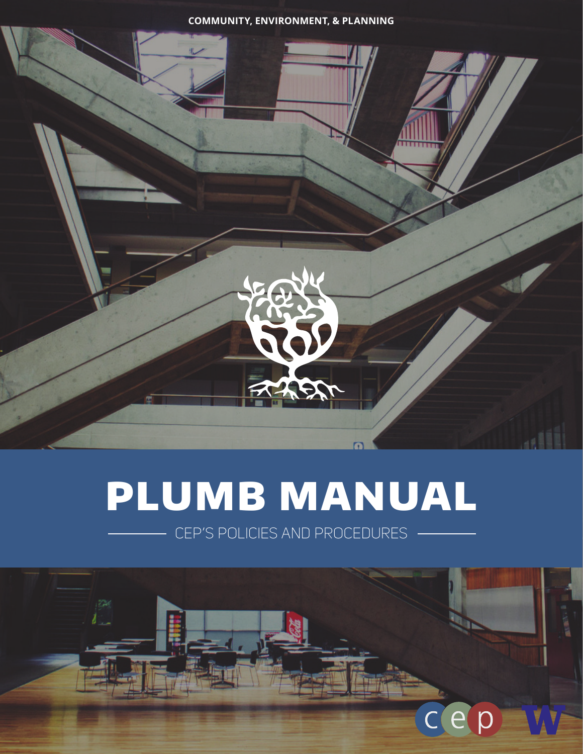COMMUNITY, ENVIRONMENT, & PLANNING

# PLUMB MANUAL

CEP'S POLICIES AND PROCEDURES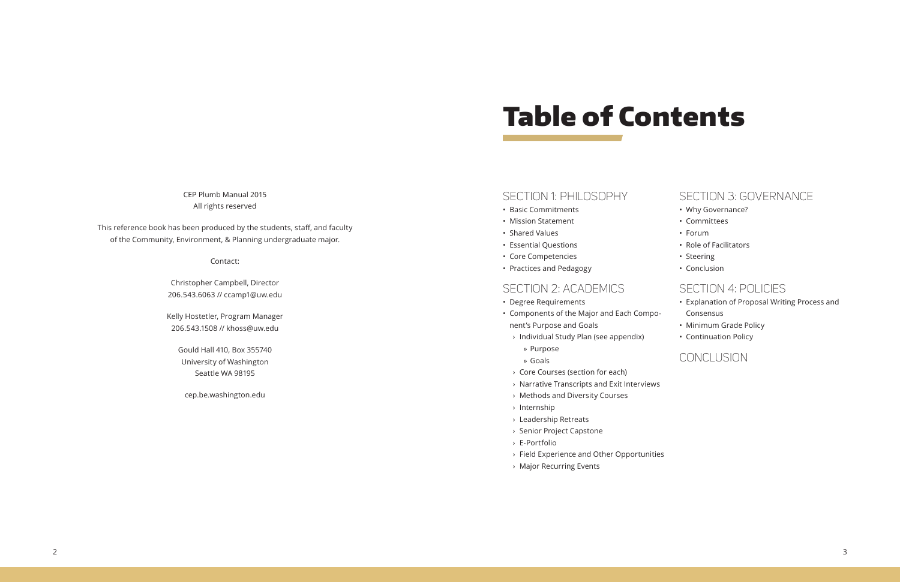CEP Plumb Manual 2015
All rights reserved

This reference book has been produced by the students, staff, and faculty of the Community, Environment, & Planning undergraduate major.

Contact:

Christopher Campbell, Director
206.543.6063 // ccamp1@uw.edu

Kelly Hostetler, Program Manager
206.543.1508 // khoss@uw.edu

Gould Hall 410, Box 355740
University of Washington
Seattle WA 98195

cep.be.washington.edu

# Table of Contents

## SECTION 1: PHILOSOPHY

- Basic Commitments
- Mission Statement
- Shared Values
- Essential Questions
- Core Competencies
- Practices and Pedagogy

## SECTION 2: ACADEMICS

- Degree Requirements
- Components of the Major and Each Component's Purpose and Goals
  - Individual Study Plan (see appendix)
    - Purpose
    - Goals
  - Core Courses (section for each)
  - Narrative Transcripts and Exit Interviews
  - Methods and Diversity Courses
  - Internship
  - Leadership Retreats
  - Senior Project Capstone
  - E-Portfolio
  - Field Experience and Other Opportunities
  - Major Recurring Events

## SECTION 3: GOVERNANCE

- Why Governance?
- Committees
- Forum
- Role of Facilitators
- Steering
- Conclusion

## SECTION 4: POLICIES

- Explanation of Proposal Writing Process and Consensus
- Minimum Grade Policy
- Continuation Policy

## CONCLUSION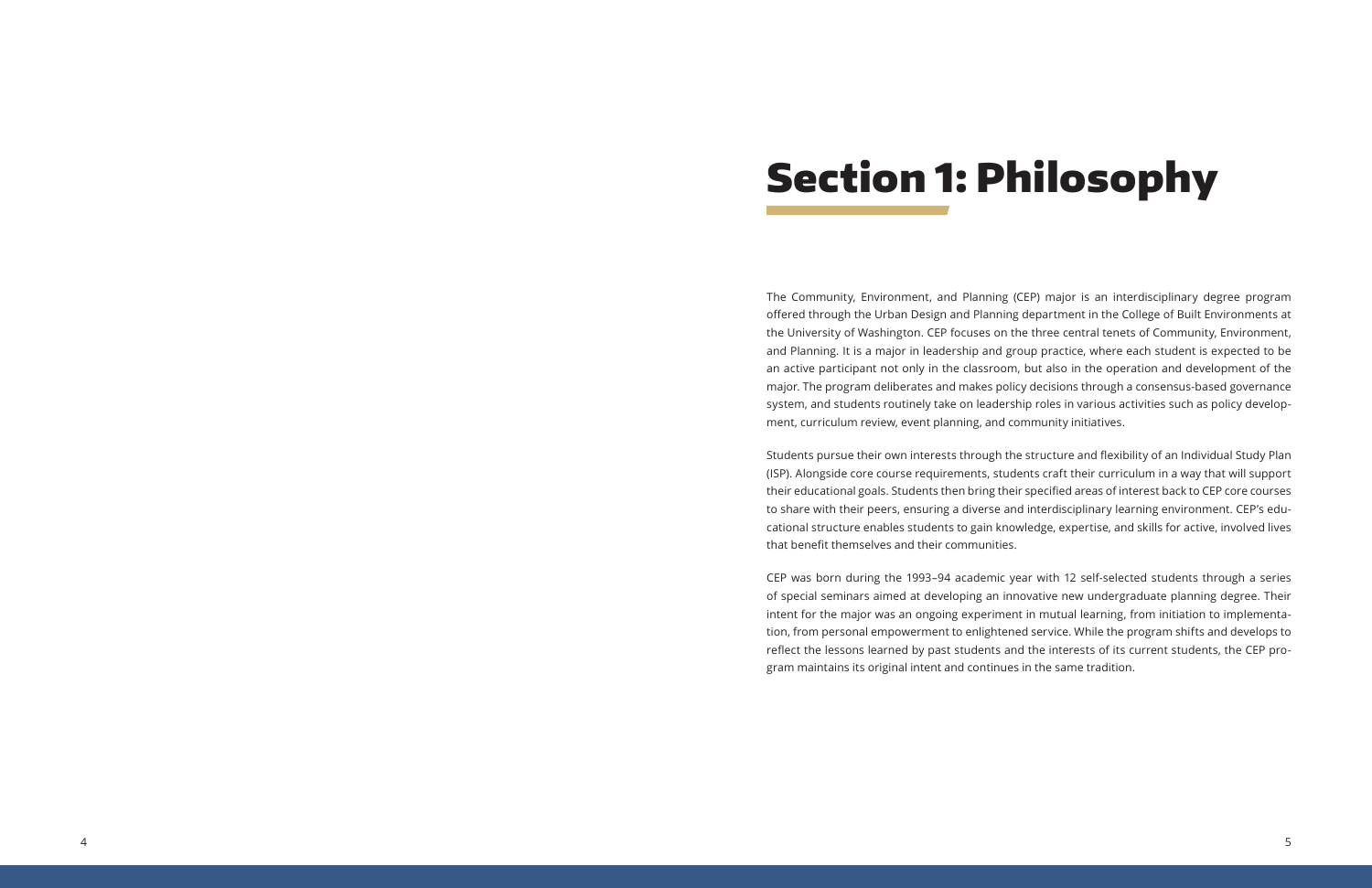# Section 1: Philosophy

The Community, Environment, and Planning (CEP) major is an interdisciplinary degree program offered through the Urban Design and Planning department in the College of Built Environments at the University of Washington. CEP focuses on the three central tenets of Community, Environment, and Planning. It is a major in leadership and group practice, where each student is expected to be an active participant not only in the classroom, but also in the operation and development of the major. The program deliberates and makes policy decisions through a consensus-based governance system, and students routinely take on leadership roles in various activities such as policy development, curriculum review, event planning, and community initiatives.

Students pursue their own interests through the structure and flexibility of an Individual Study Plan (ISP). Alongside core course requirements, students craft their curriculum in a way that will support their educational goals. Students then bring their specified areas of interest back to CEP core courses to share with their peers, ensuring a diverse and interdisciplinary learning environment. CEP's educational structure enables students to gain knowledge, expertise, and skills for active, involved lives that benefit themselves and their communities.

CEP was born during the 1993–94 academic year with 12 self-selected students through a series of special seminars aimed at developing an innovative new undergraduate planning degree. Their intent for the major was an ongoing experiment in mutual learning, from initiation to implementation, from personal empowerment to enlightened service. While the program shifts and develops to reflect the lessons learned by past students and the interests of its current students, the CEP program maintains its original intent and continues in the same tradition.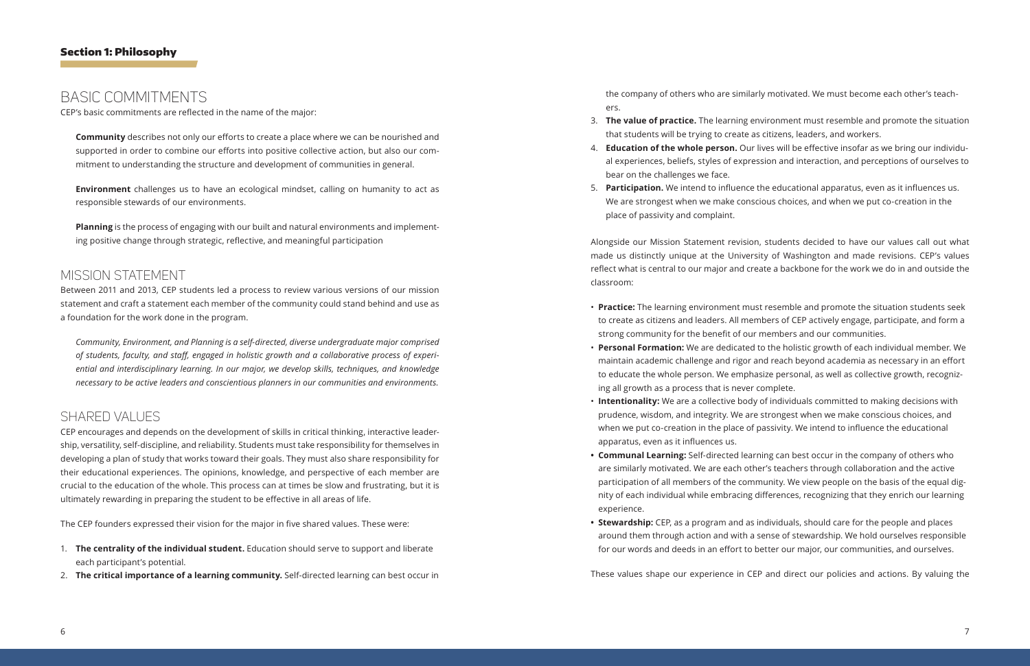## Section 1: Philosophy

# BASIC COMMITMENTS

CEP's basic commitments are reflected in the name of the major:

**Community** describes not only our efforts to create a place where we can be nourished and supported in order to combine our efforts into positive collective action, but also our commitment to understanding the structure and development of communities in general.

**Environment** challenges us to have an ecological mindset, calling on humanity to act as responsible stewards of our environments.

**Planning** is the process of engaging with our built and natural environments and implementing positive change through strategic, reflective, and meaningful participation

# MISSION STATEMENT

Between 2011 and 2013, CEP students led a process to review various versions of our mission statement and craft a statement each member of the community could stand behind and use as a foundation for the work done in the program.

*Community, Environment, and Planning is a self-directed, diverse undergraduate major comprised of students, faculty, and staff, engaged in holistic growth and a collaborative process of experiential and interdisciplinary learning. In our major, we develop skills, techniques, and knowledge necessary to be active leaders and conscientious planners in our communities and environments.*

# SHARED VALUES

CEP encourages and depends on the development of skills in critical thinking, interactive leadership, versatility, self-discipline, and reliability. Students must take responsibility for themselves in developing a plan of study that works toward their goals. They must also share responsibility for their educational experiences. The opinions, knowledge, and perspective of each member are crucial to the education of the whole. This process can at times be slow and frustrating, but it is ultimately rewarding in preparing the student to be effective in all areas of life.

The CEP founders expressed their vision for the major in five shared values. These were:

1. **The centrality of the individual student.** Education should serve to support and liberate each participant's potential.
2. **The critical importance of a learning community.** Self-directed learning can best occur in the company of others who are similarly motivated. We must become each other's teachers.
3. **The value of practice.** The learning environment must resemble and promote the situation that students will be trying to create as citizens, leaders, and workers.
4. **Education of the whole person.** Our lives will be effective insofar as we bring our individual experiences, beliefs, styles of expression and interaction, and perceptions of ourselves to bear on the challenges we face.
5. **Participation.** We intend to influence the educational apparatus, even as it influences us. We are strongest when we make conscious choices, and when we put co-creation in the place of passivity and complaint.

Alongside our Mission Statement revision, students decided to have our values call out what made us distinctly unique at the University of Washington and made revisions. CEP's values reflect what is central to our major and create a backbone for the work we do in and outside the classroom:

- **Practice:** The learning environment must resemble and promote the situation students seek to create as citizens and leaders. All members of CEP actively engage, participate, and form a strong community for the benefit of our members and our communities.
- **Personal Formation:** We are dedicated to the holistic growth of each individual member. We maintain academic challenge and rigor and reach beyond academia as necessary in an effort to educate the whole person. We emphasize personal, as well as collective growth, recognizing all growth as a process that is never complete.
- **Intentionality:** We are a collective body of individuals committed to making decisions with prudence, wisdom, and integrity. We are strongest when we make conscious choices, and when we put co-creation in the place of passivity. We intend to influence the educational apparatus, even as it influences us.
- **Communal Learning:** Self-directed learning can best occur in the company of others who are similarly motivated. We are each other's teachers through collaboration and the active participation of all members of the community. We view people on the basis of the equal dignity of each individual while embracing differences, recognizing that they enrich our learning experience.
- **Stewardship:** CEP, as a program and as individuals, should care for the people and places around them through action and with a sense of stewardship. We hold ourselves responsible for our words and deeds in an effort to better our major, our communities, and ourselves.

These values shape our experience in CEP and direct our policies and actions. By valuing the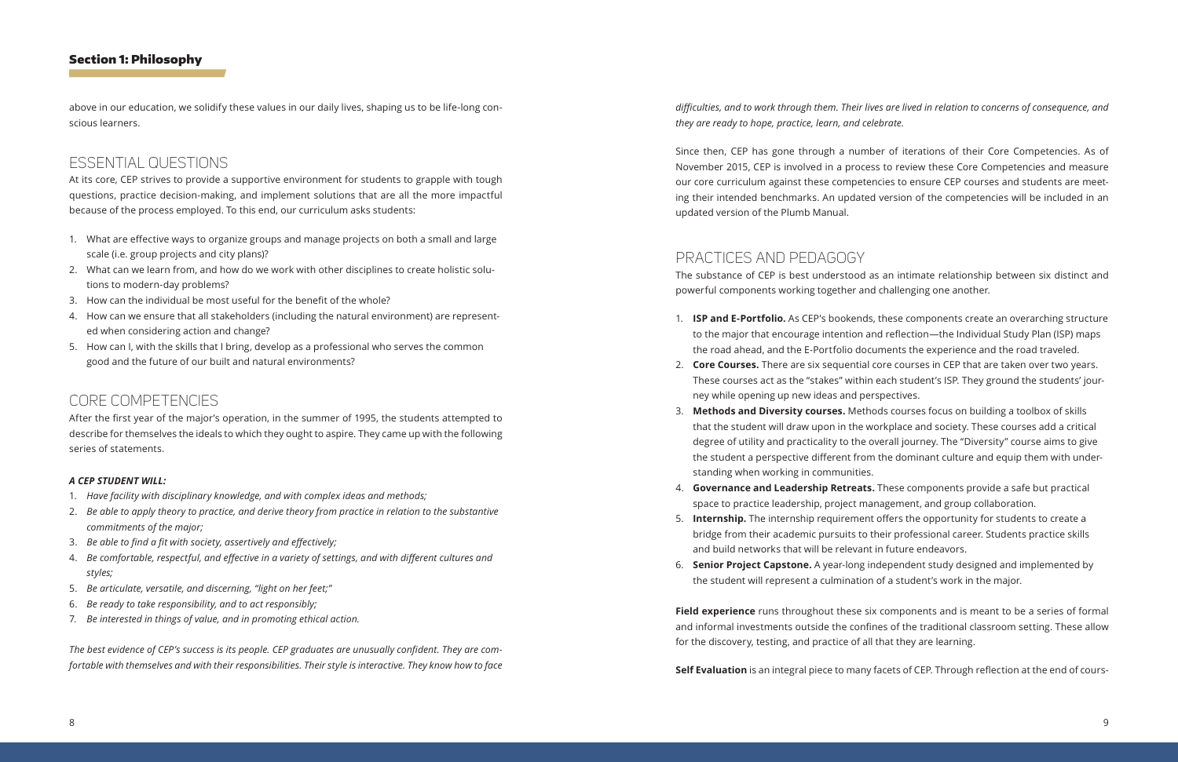above in our education, we solidify these values in our daily lives, shaping us to be life-long conscious learners.

## ESSENTIAL QUESTIONS

At its core, CEP strives to provide a supportive environment for students to grapple with tough questions, practice decision-making, and implement solutions that are all the more impactful because of the process employed. To this end, our curriculum asks students:

1. What are effective ways to organize groups and manage projects on both a small and large scale (i.e. group projects and city plans)?
2. What can we learn from, and how do we work with other disciplines to create holistic solutions to modern-day problems?
3. How can the individual be most useful for the benefit of the whole?
4. How can we ensure that all stakeholders (including the natural environment) are represented when considering action and change?
5. How can I, with the skills that I bring, develop as a professional who serves the common good and the future of our built and natural environments?

## CORE COMPETENCIES

After the first year of the major's operation, in the summer of 1995, the students attempted to describe for themselves the ideals to which they ought to aspire. They came up with the following series of statements.

***A CEP STUDENT WILL:***

1. *Have facility with disciplinary knowledge, and with complex ideas and methods;*
2. *Be able to apply theory to practice, and derive theory from practice in relation to the substantive commitments of the major;*
3. *Be able to find a fit with society, assertively and effectively;*
4. *Be comfortable, respectful, and effective in a variety of settings, and with different cultures and styles;*
5. *Be articulate, versatile, and discerning, "light on her feet;"*
6. *Be ready to take responsibility, and to act responsibly;*
7. *Be interested in things of value, and in promoting ethical action.*

*The best evidence of CEP's success is its people. CEP graduates are unusually confident. They are comfortable with themselves and with their responsibilities. Their style is interactive. They know how to face difficulties, and to work through them. Their lives are lived in relation to concerns of consequence, and they are ready to hope, practice, learn, and celebrate.*

Since then, CEP has gone through a number of iterations of their Core Competencies. As of November 2015, CEP is involved in a process to review these Core Competencies and measure our core curriculum against these competencies to ensure CEP courses and students are meeting their intended benchmarks. An updated version of the competencies will be included in an updated version of the Plumb Manual.

## PRACTICES AND PEDAGOGY

The substance of CEP is best understood as an intimate relationship between six distinct and powerful components working together and challenging one another.

1. **ISP and E-Portfolio.** As CEP's bookends, these components create an overarching structure to the major that encourage intention and reflection—the Individual Study Plan (ISP) maps the road ahead, and the E-Portfolio documents the experience and the road traveled.
2. **Core Courses.** There are six sequential core courses in CEP that are taken over two years. These courses act as the "stakes" within each student's ISP. They ground the students' journey while opening up new ideas and perspectives.
3. **Methods and Diversity courses.** Methods courses focus on building a toolbox of skills that the student will draw upon in the workplace and society. These courses add a critical degree of utility and practicality to the overall journey. The "Diversity" course aims to give the student a perspective different from the dominant culture and equip them with understanding when working in communities.
4. **Governance and Leadership Retreats.** These components provide a safe but practical space to practice leadership, project management, and group collaboration.
5. **Internship.** The internship requirement offers the opportunity for students to create a bridge from their academic pursuits to their professional career. Students practice skills and build networks that will be relevant in future endeavors.
6. **Senior Project Capstone.** A year-long independent study designed and implemented by the student will represent a culmination of a student's work in the major.

**Field experience** runs throughout these six components and is meant to be a series of formal and informal investments outside the confines of the traditional classroom setting. These allow for the discovery, testing, and practice of all that they are learning.

**Self Evaluation** is an integral piece to many facets of CEP. Through reflection at the end of cours-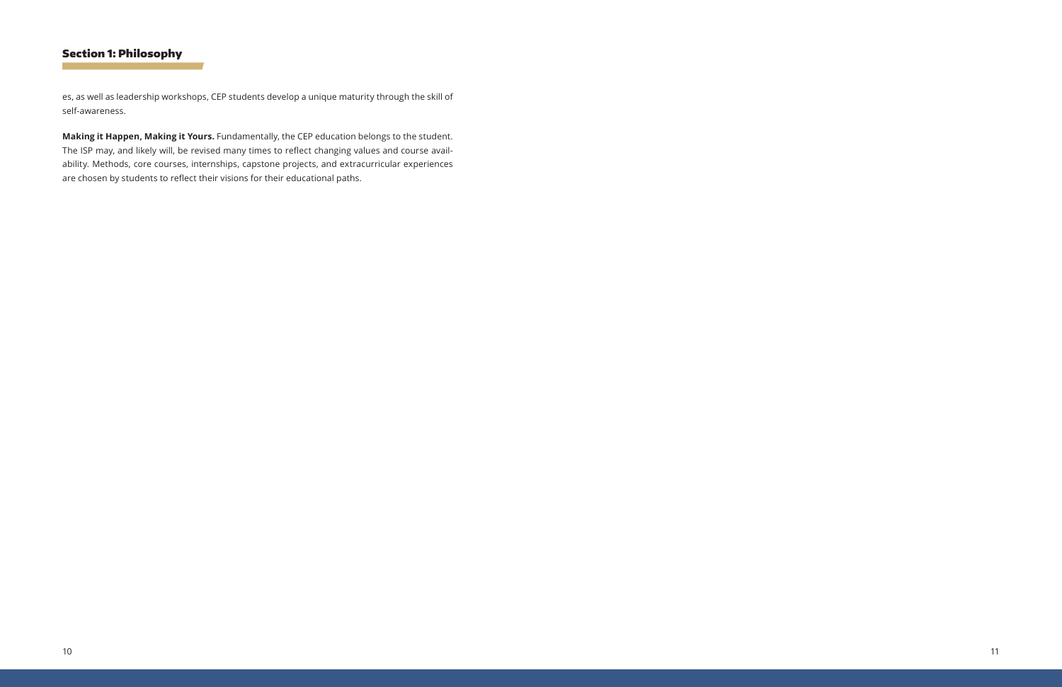## Section 1: Philosophy

es, as well as leadership workshops, CEP students develop a unique maturity through the skill of self-awareness.

**Making it Happen, Making it Yours.** Fundamentally, the CEP education belongs to the student. The ISP may, and likely will, be revised many times to reflect changing values and course availability. Methods, core courses, internships, capstone projects, and extracurricular experiences are chosen by students to reflect their visions for their educational paths.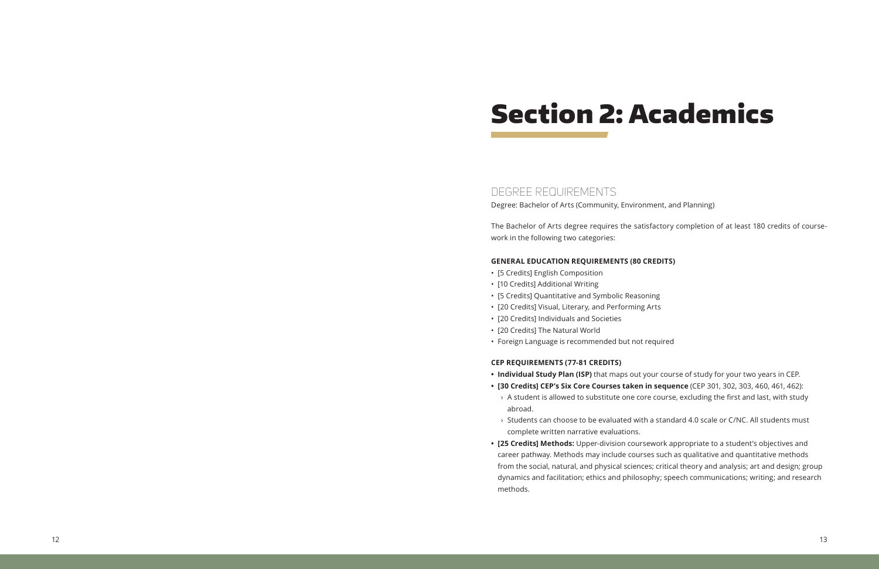# Section 2: Academics

## DEGREE REQUIREMENTS

Degree: Bachelor of Arts (Community, Environment, and Planning)

The Bachelor of Arts degree requires the satisfactory completion of at least 180 credits of course-work in the following two categories:

### GENERAL EDUCATION REQUIREMENTS (80 CREDITS)

- [5 Credits] English Composition
- [10 Credits] Additional Writing
- [5 Credits] Quantitative and Symbolic Reasoning
- [20 Credits] Visual, Literary, and Performing Arts
- [20 Credits] Individuals and Societies
- [20 Credits] The Natural World
- Foreign Language is recommended but not required

### CEP REQUIREMENTS (77-81 CREDITS)

- **Individual Study Plan (ISP)** that maps out your course of study for your two years in CEP.
- **[30 Credits] CEP's Six Core Courses taken in sequence** (CEP 301, 302, 303, 460, 461, 462):
  - A student is allowed to substitute one core course, excluding the first and last, with study abroad.
  - Students can choose to be evaluated with a standard 4.0 scale or C/NC. All students must complete written narrative evaluations.
- **[25 Credits] Methods:** Upper-division coursework appropriate to a student's objectives and career pathway. Methods may include courses such as qualitative and quantitative methods from the social, natural, and physical sciences; critical theory and analysis; art and design; group dynamics and facilitation; ethics and philosophy; speech communications; writing; and research methods.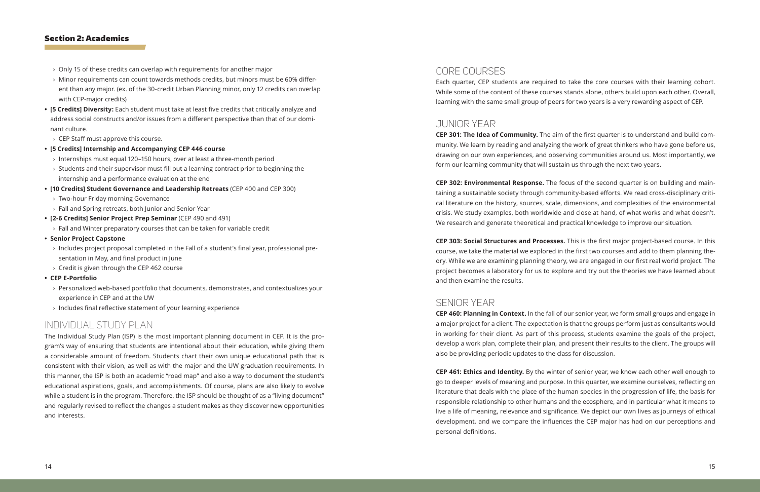## Section 2: Academics

- › Only 15 of these credits can overlap with requirements for another major
- › Minor requirements can count towards methods credits, but minors must be 60% different than any major. (ex. of the 30-credit Urban Planning minor, only 12 credits can overlap with CEP-major credits)

- **[5 Credits] Diversity:** Each student must take at least five credits that critically analyze and address social constructs and/or issues from a different perspective than that of our dominant culture.
  - › CEP Staff must approve this course.
- **[5 Credits] Internship and Accompanying CEP 446 course**
  - › Internships must equal 120–150 hours, over at least a three-month period
  - › Students and their supervisor must fill out a learning contract prior to beginning the internship and a performance evaluation at the end
- **[10 Credits] Student Governance and Leadership Retreats** (CEP 400 and CEP 300)
  - › Two-hour Friday morning Governance
  - › Fall and Spring retreats, both Junior and Senior Year
- **[2-6 Credits] Senior Project Prep Seminar** (CEP 490 and 491)
  - › Fall and Winter preparatory courses that can be taken for variable credit
- **Senior Project Capstone**
  - › Includes project proposal completed in the Fall of a student's final year, professional presentation in May, and final product in June
  - › Credit is given through the CEP 462 course
- **CEP E-Portfolio**
  - › Personalized web-based portfolio that documents, demonstrates, and contextualizes your experience in CEP and at the UW
  - › Includes final reflective statement of your learning experience

## INDIVIDUAL STUDY PLAN

The Individual Study Plan (ISP) is the most important planning document in CEP. It is the program's way of ensuring that students are intentional about their education, while giving them a considerable amount of freedom. Students chart their own unique educational path that is consistent with their vision, as well as with the major and the UW graduation requirements. In this manner, the ISP is both an academic "road map" and also a way to document the student's educational aspirations, goals, and accomplishments. Of course, plans are also likely to evolve while a student is in the program. Therefore, the ISP should be thought of as a "living document" and regularly revised to reflect the changes a student makes as they discover new opportunities and interests.

## CORE COURSES

Each quarter, CEP students are required to take the core courses with their learning cohort. While some of the content of these courses stands alone, others build upon each other. Overall, learning with the same small group of peers for two years is a very rewarding aspect of CEP.

## JUNIOR YEAR

**CEP 301: The Idea of Community.** The aim of the first quarter is to understand and build community. We learn by reading and analyzing the work of great thinkers who have gone before us, drawing on our own experiences, and observing communities around us. Most importantly, we form our learning community that will sustain us through the next two years.

**CEP 302: Environmental Response.** The focus of the second quarter is on building and maintaining a sustainable society through community-based efforts. We read cross-disciplinary critical literature on the history, sources, scale, dimensions, and complexities of the environmental crisis. We study examples, both worldwide and close at hand, of what works and what doesn't. We research and generate theoretical and practical knowledge to improve our situation.

**CEP 303: Social Structures and Processes.** This is the first major project-based course. In this course, we take the material we explored in the first two courses and add to them planning theory. While we are examining planning theory, we are engaged in our first real world project. The project becomes a laboratory for us to explore and try out the theories we have learned about and then examine the results.

## SENIOR YEAR

**CEP 460: Planning in Context.** In the fall of our senior year, we form small groups and engage in a major project for a client. The expectation is that the groups perform just as consultants would in working for their client. As part of this process, students examine the goals of the project, develop a work plan, complete their plan, and present their results to the client. The groups will also be providing periodic updates to the class for discussion.

**CEP 461: Ethics and Identity.** By the winter of senior year, we know each other well enough to go to deeper levels of meaning and purpose. In this quarter, we examine ourselves, reflecting on literature that deals with the place of the human species in the progression of life, the basis for responsible relationship to other humans and the ecosphere, and in particular what it means to live a life of meaning, relevance and significance. We depict our own lives as journeys of ethical development, and we compare the influences the CEP major has had on our perceptions and personal definitions.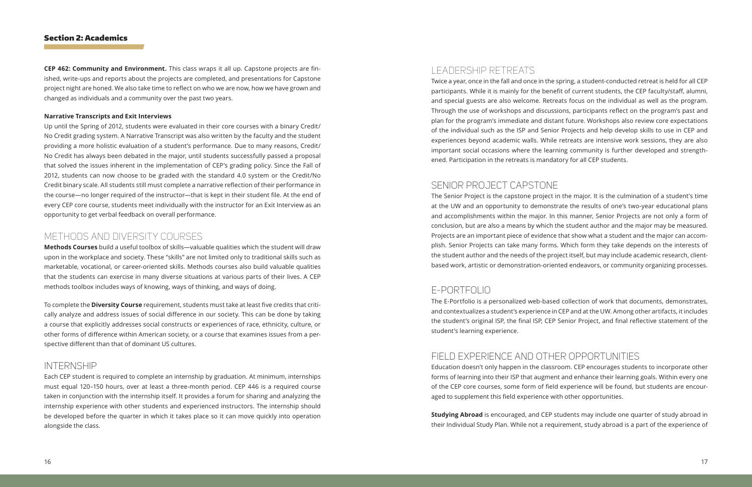**CEP 462: Community and Environment.** This class wraps it all up. Capstone projects are finished, write-ups and reports about the projects are completed, and presentations for Capstone project night are honed. We also take time to reflect on who we are now, how we have grown and changed as individuals and a community over the past two years.

#### Narrative Transcripts and Exit Interviews

Up until the Spring of 2012, students were evaluated in their core courses with a binary Credit/No Credit grading system. A Narrative Transcript was also written by the faculty and the student providing a more holistic evaluation of a student's performance. Due to many reasons, Credit/No Credit has always been debated in the major, until students successfully passed a proposal that solved the issues inherent in the implementation of CEP's grading policy. Since the Fall of 2012, students can now choose to be graded with the standard 4.0 system or the Credit/No Credit binary scale. All students still must complete a narrative reflection of their performance in the course—no longer required of the instructor—that is kept in their student file. At the end of every CEP core course, students meet individually with the instructor for an Exit Interview as an opportunity to get verbal feedback on overall performance.

## METHODS AND DIVERSITY COURSES

**Methods Courses** build a useful toolbox of skills—valuable qualities which the student will draw upon in the workplace and society. These "skills" are not limited only to traditional skills such as marketable, vocational, or career-oriented skills. Methods courses also build valuable qualities that the students can exercise in many diverse situations at various parts of their lives. A CEP methods toolbox includes ways of knowing, ways of thinking, and ways of doing.

To complete the **Diversity Course** requirement, students must take at least five credits that critically analyze and address issues of social difference in our society. This can be done by taking a course that explicitly addresses social constructs or experiences of race, ethnicity, culture, or other forms of difference within American society, or a course that examines issues from a perspective different than that of dominant US cultures.

## INTERNSHIP

Each CEP student is required to complete an internship by graduation. At minimum, internships must equal 120–150 hours, over at least a three-month period. CEP 446 is a required course taken in conjunction with the internship itself. It provides a forum for sharing and analyzing the internship experience with other students and experienced instructors. The internship should be developed before the quarter in which it takes place so it can move quickly into operation alongside the class.

## LEADERSHIP RETREATS

Twice a year, once in the fall and once in the spring, a student-conducted retreat is held for all CEP participants. While it is mainly for the benefit of current students, the CEP faculty/staff, alumni, and special guests are also welcome. Retreats focus on the individual as well as the program. Through the use of workshops and discussions, participants reflect on the program's past and plan for the program's immediate and distant future. Workshops also review core expectations of the individual such as the ISP and Senior Projects and help develop skills to use in CEP and experiences beyond academic walls. While retreats are intensive work sessions, they are also important social occasions where the learning community is further developed and strengthened. Participation in the retreats is mandatory for all CEP students.

## SENIOR PROJECT CAPSTONE

The Senior Project is the capstone project in the major. It is the culmination of a student's time at the UW and an opportunity to demonstrate the results of one's two-year educational plans and accomplishments within the major. In this manner, Senior Projects are not only a form of conclusion, but are also a means by which the student author and the major may be measured. Projects are an important piece of evidence that show what a student and the major can accomplish. Senior Projects can take many forms. Which form they take depends on the interests of the student author and the needs of the project itself, but may include academic research, client-based work, artistic or demonstration-oriented endeavors, or community organizing processes.

## E-PORTFOLIO

The E-Portfolio is a personalized web-based collection of work that documents, demonstrates, and contextualizes a student's experience in CEP and at the UW. Among other artifacts, it includes the student's original ISP, the final ISP, CEP Senior Project, and final reflective statement of the student's learning experience.

## FIELD EXPERIENCE AND OTHER OPPORTUNITIES

Education doesn't only happen in the classroom. CEP encourages students to incorporate other forms of learning into their ISP that augment and enhance their learning goals. Within every one of the CEP core courses, some form of field experience will be found, but students are encouraged to supplement this field experience with other opportunities.

**Studying Abroad** is encouraged, and CEP students may include one quarter of study abroad in their Individual Study Plan. While not a requirement, study abroad is a part of the experience of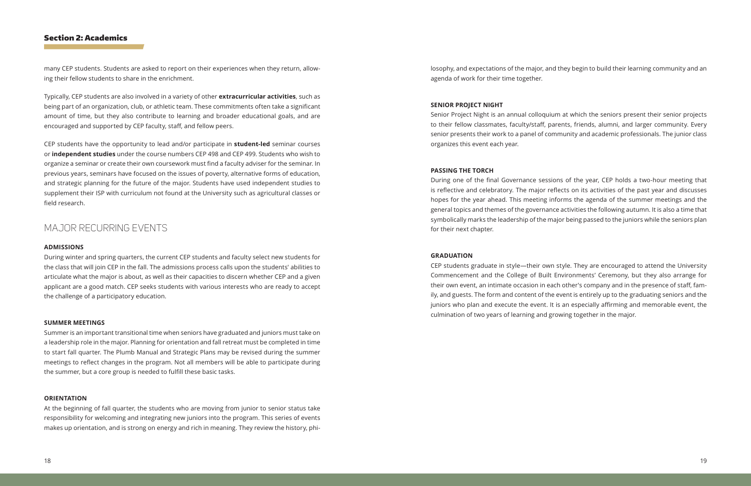many CEP students. Students are asked to report on their experiences when they return, allowing their fellow students to share in the enrichment.

Typically, CEP students are also involved in a variety of other **extracurricular activities**, such as being part of an organization, club, or athletic team. These commitments often take a significant amount of time, but they also contribute to learning and broader educational goals, and are encouraged and supported by CEP faculty, staff, and fellow peers.

CEP students have the opportunity to lead and/or participate in **student-led** seminar courses or **independent studies** under the course numbers CEP 498 and CEP 499. Students who wish to organize a seminar or create their own coursework must find a faculty adviser for the seminar. In previous years, seminars have focused on the issues of poverty, alternative forms of education, and strategic planning for the future of the major. Students have used independent studies to supplement their ISP with curriculum not found at the University such as agricultural classes or field research.

## MAJOR RECURRING EVENTS

#### ADMISSIONS

During winter and spring quarters, the current CEP students and faculty select new students for the class that will join CEP in the fall. The admissions process calls upon the students' abilities to articulate what the major is about, as well as their capacities to discern whether CEP and a given applicant are a good match. CEP seeks students with various interests who are ready to accept the challenge of a participatory education.

#### SUMMER MEETINGS

Summer is an important transitional time when seniors have graduated and juniors must take on a leadership role in the major. Planning for orientation and fall retreat must be completed in time to start fall quarter. The Plumb Manual and Strategic Plans may be revised during the summer meetings to reflect changes in the program. Not all members will be able to participate during the summer, but a core group is needed to fulfill these basic tasks.

#### ORIENTATION

At the beginning of fall quarter, the students who are moving from junior to senior status take responsibility for welcoming and integrating new juniors into the program. This series of events makes up orientation, and is strong on energy and rich in meaning. They review the history, philosophy, and expectations of the major, and they begin to build their learning community and an agenda of work for their time together.

#### SENIOR PROJECT NIGHT

Senior Project Night is an annual colloquium at which the seniors present their senior projects to their fellow classmates, faculty/staff, parents, friends, alumni, and larger community. Every senior presents their work to a panel of community and academic professionals. The junior class organizes this event each year.

#### PASSING THE TORCH

During one of the final Governance sessions of the year, CEP holds a two-hour meeting that is reflective and celebratory. The major reflects on its activities of the past year and discusses hopes for the year ahead. This meeting informs the agenda of the summer meetings and the general topics and themes of the governance activities the following autumn. It is also a time that symbolically marks the leadership of the major being passed to the juniors while the seniors plan for their next chapter.

#### GRADUATION

CEP students graduate in style—their own style. They are encouraged to attend the University Commencement and the College of Built Environments' Ceremony, but they also arrange for their own event, an intimate occasion in each other's company and in the presence of staff, family, and guests. The form and content of the event is entirely up to the graduating seniors and the juniors who plan and execute the event. It is an especially affirming and memorable event, the culmination of two years of learning and growing together in the major.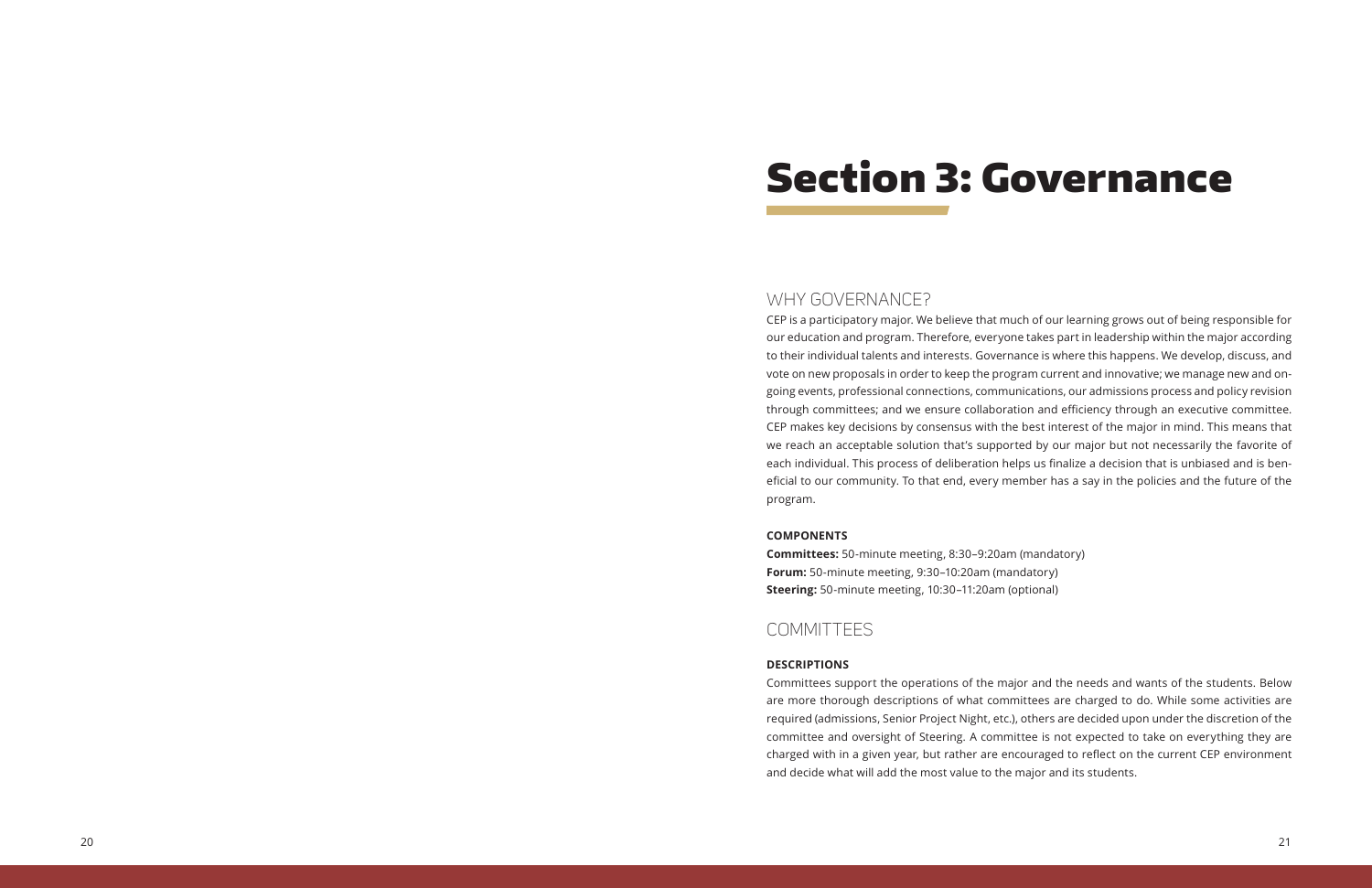# Section 3: Governance

## WHY GOVERNANCE?

CEP is a participatory major. We believe that much of our learning grows out of being responsible for our education and program. Therefore, everyone takes part in leadership within the major according to their individual talents and interests. Governance is where this happens. We develop, discuss, and vote on new proposals in order to keep the program current and innovative; we manage new and ongoing events, professional connections, communications, our admissions process and policy revision through committees; and we ensure collaboration and efficiency through an executive committee. CEP makes key decisions by consensus with the best interest of the major in mind. This means that we reach an acceptable solution that's supported by our major but not necessarily the favorite of each individual. This process of deliberation helps us finalize a decision that is unbiased and is beneficial to our community. To that end, every member has a say in the policies and the future of the program.

**COMPONENTS**

**Committees:** 50-minute meeting, 8:30–9:20am (mandatory)
**Forum:** 50-minute meeting, 9:30–10:20am (mandatory)
**Steering:** 50-minute meeting, 10:30–11:20am (optional)

## COMMITTEES

**DESCRIPTIONS**

Committees support the operations of the major and the needs and wants of the students. Below are more thorough descriptions of what committees are charged to do. While some activities are required (admissions, Senior Project Night, etc.), others are decided upon under the discretion of the committee and oversight of Steering. A committee is not expected to take on everything they are charged with in a given year, but rather are encouraged to reflect on the current CEP environment and decide what will add the most value to the major and its students.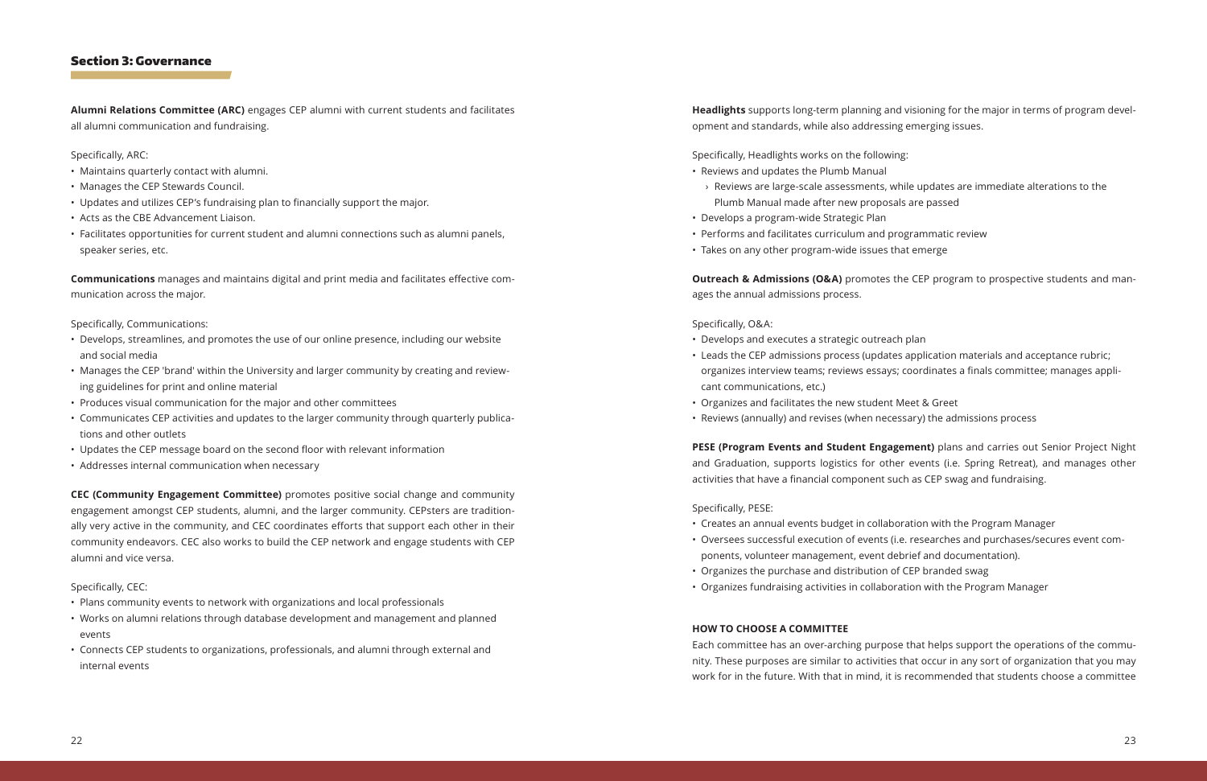## Section 3: Governance

**Alumni Relations Committee (ARC)** engages CEP alumni with current students and facilitates all alumni communication and fundraising.

Specifically, ARC:

- Maintains quarterly contact with alumni.
- Manages the CEP Stewards Council.
- Updates and utilizes CEP's fundraising plan to financially support the major.
- Acts as the CBE Advancement Liaison.
- Facilitates opportunities for current student and alumni connections such as alumni panels, speaker series, etc.

**Communications** manages and maintains digital and print media and facilitates effective communication across the major.

Specifically, Communications:

- Develops, streamlines, and promotes the use of our online presence, including our website and social media
- Manages the CEP 'brand' within the University and larger community by creating and reviewing guidelines for print and online material
- Produces visual communication for the major and other committees
- Communicates CEP activities and updates to the larger community through quarterly publications and other outlets
- Updates the CEP message board on the second floor with relevant information
- Addresses internal communication when necessary

**CEC (Community Engagement Committee)** promotes positive social change and community engagement amongst CEP students, alumni, and the larger community. CEPsters are traditionally very active in the community, and CEC coordinates efforts that support each other in their community endeavors. CEC also works to build the CEP network and engage students with CEP alumni and vice versa.

Specifically, CEC:

- Plans community events to network with organizations and local professionals
- Works on alumni relations through database development and management and planned events
- Connects CEP students to organizations, professionals, and alumni through external and internal events

**Headlights** supports long-term planning and visioning for the major in terms of program development and standards, while also addressing emerging issues.

Specifically, Headlights works on the following:

- Reviews and updates the Plumb Manual
  - Reviews are large-scale assessments, while updates are immediate alterations to the Plumb Manual made after new proposals are passed
- Develops a program-wide Strategic Plan
- Performs and facilitates curriculum and programmatic review
- Takes on any other program-wide issues that emerge

**Outreach & Admissions (O&A)** promotes the CEP program to prospective students and manages the annual admissions process.

Specifically, O&A:

- Develops and executes a strategic outreach plan
- Leads the CEP admissions process (updates application materials and acceptance rubric; organizes interview teams; reviews essays; coordinates a finals committee; manages applicant communications, etc.)
- Organizes and facilitates the new student Meet & Greet
- Reviews (annually) and revises (when necessary) the admissions process

**PESE (Program Events and Student Engagement)** plans and carries out Senior Project Night and Graduation, supports logistics for other events (i.e. Spring Retreat), and manages other activities that have a financial component such as CEP swag and fundraising.

Specifically, PESE:

- Creates an annual events budget in collaboration with the Program Manager
- Oversees successful execution of events (i.e. researches and purchases/secures event components, volunteer management, event debrief and documentation).
- Organizes the purchase and distribution of CEP branded swag
- Organizes fundraising activities in collaboration with the Program Manager

**HOW TO CHOOSE A COMMITTEE**

Each committee has an over-arching purpose that helps support the operations of the community. These purposes are similar to activities that occur in any sort of organization that you may work for in the future. With that in mind, it is recommended that students choose a committee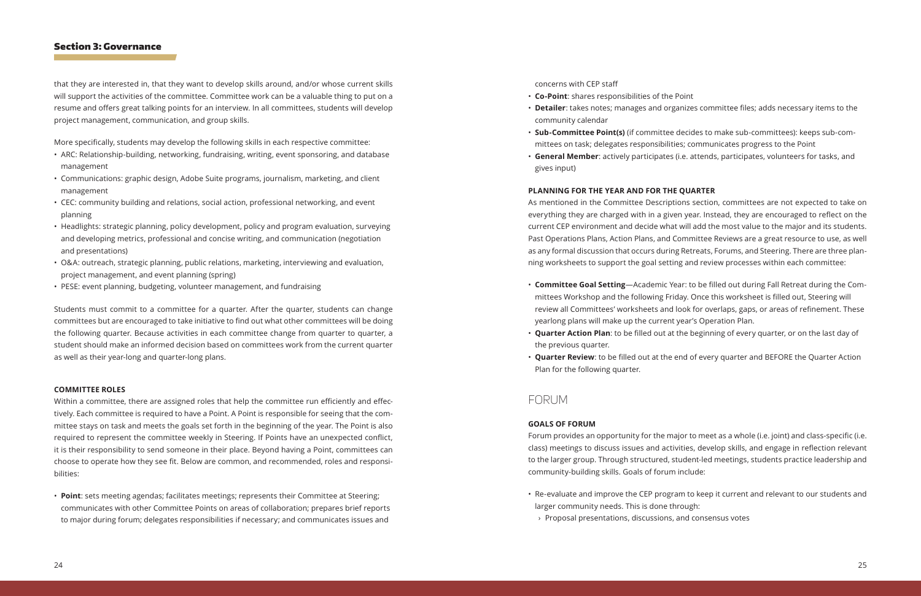that they are interested in, that they want to develop skills around, and/or whose current skills will support the activities of the committee. Committee work can be a valuable thing to put on a resume and offers great talking points for an interview. In all committees, students will develop project management, communication, and group skills.

More specifically, students may develop the following skills in each respective committee:

- ARC: Relationship-building, networking, fundraising, writing, event sponsoring, and database management
- Communications: graphic design, Adobe Suite programs, journalism, marketing, and client management
- CEC: community building and relations, social action, professional networking, and event planning
- Headlights: strategic planning, policy development, policy and program evaluation, surveying and developing metrics, professional and concise writing, and communication (negotiation and presentations)
- O&A: outreach, strategic planning, public relations, marketing, interviewing and evaluation, project management, and event planning (spring)
- PESE: event planning, budgeting, volunteer management, and fundraising

Students must commit to a committee for a quarter. After the quarter, students can change committees but are encouraged to take initiative to find out what other committees will be doing the following quarter. Because activities in each committee change from quarter to quarter, a student should make an informed decision based on committees work from the current quarter as well as their year-long and quarter-long plans.

#### COMMITTEE ROLES

Within a committee, there are assigned roles that help the committee run efficiently and effectively. Each committee is required to have a Point. A Point is responsible for seeing that the committee stays on task and meets the goals set forth in the beginning of the year. The Point is also required to represent the committee weekly in Steering. If Points have an unexpected conflict, it is their responsibility to send someone in their place. Beyond having a Point, committees can choose to operate how they see fit. Below are common, and recommended, roles and responsibilities:

- **Point**: sets meeting agendas; facilitates meetings; represents their Committee at Steering; communicates with other Committee Points on areas of collaboration; prepares brief reports to major during forum; delegates responsibilities if necessary; and communicates issues and concerns with CEP staff
- **Co-Point**: shares responsibilities of the Point
- **Detailer**: takes notes; manages and organizes committee files; adds necessary items to the community calendar
- **Sub-Committee Point(s)** (if committee decides to make sub-committees): keeps sub-committees on task; delegates responsibilities; communicates progress to the Point
- **General Member**: actively participates (i.e. attends, participates, volunteers for tasks, and gives input)

#### PLANNING FOR THE YEAR AND FOR THE QUARTER

As mentioned in the Committee Descriptions section, committees are not expected to take on everything they are charged with in a given year. Instead, they are encouraged to reflect on the current CEP environment and decide what will add the most value to the major and its students. Past Operations Plans, Action Plans, and Committee Reviews are a great resource to use, as well as any formal discussion that occurs during Retreats, Forums, and Steering. There are three planning worksheets to support the goal setting and review processes within each committee:

- **Committee Goal Setting**—Academic Year: to be filled out during Fall Retreat during the Committees Workshop and the following Friday. Once this worksheet is filled out, Steering will review all Committees' worksheets and look for overlaps, gaps, or areas of refinement. These yearlong plans will make up the current year's Operation Plan.
- **Quarter Action Plan**: to be filled out at the beginning of every quarter, or on the last day of the previous quarter.
- **Quarter Review**: to be filled out at the end of every quarter and BEFORE the Quarter Action Plan for the following quarter.

## FORUM

#### GOALS OF FORUM

Forum provides an opportunity for the major to meet as a whole (i.e. joint) and class-specific (i.e. class) meetings to discuss issues and activities, develop skills, and engage in reflection relevant to the larger group. Through structured, student-led meetings, students practice leadership and community-building skills. Goals of forum include:

- Re-evaluate and improve the CEP program to keep it current and relevant to our students and larger community needs. This is done through:
  - Proposal presentations, discussions, and consensus votes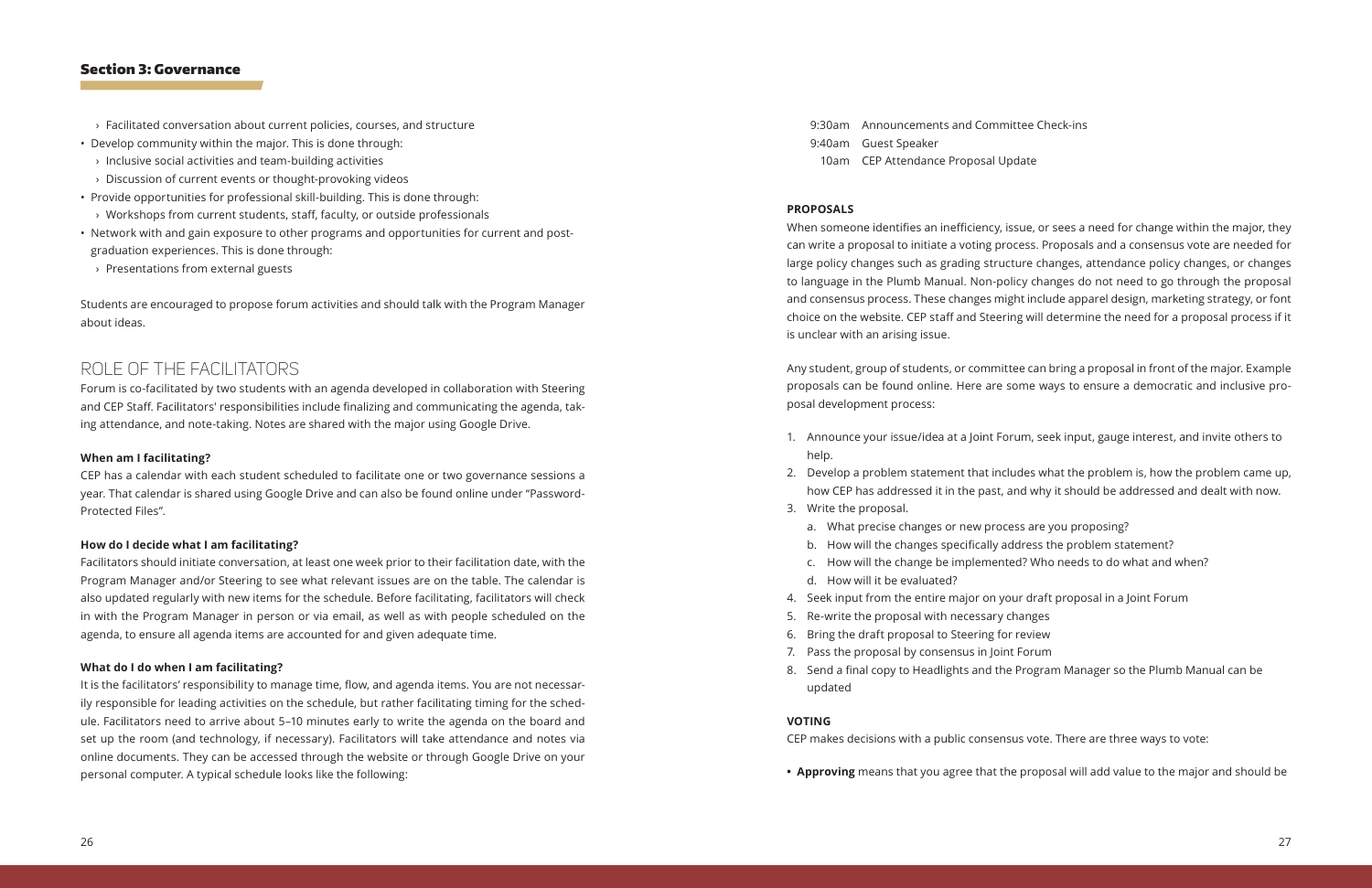- Facilitated conversation about current policies, courses, and structure
- Develop community within the major. This is done through:
  - Inclusive social activities and team-building activities
  - Discussion of current events or thought-provoking videos
- Provide opportunities for professional skill-building. This is done through:
  - Workshops from current students, staff, faculty, or outside professionals
- Network with and gain exposure to other programs and opportunities for current and post-graduation experiences. This is done through:
  - Presentations from external guests

Students are encouraged to propose forum activities and should talk with the Program Manager about ideas.

## ROLE OF THE FACILITATORS

Forum is co-facilitated by two students with an agenda developed in collaboration with Steering and CEP Staff. Facilitators' responsibilities include finalizing and communicating the agenda, taking attendance, and note-taking. Notes are shared with the major using Google Drive.

**When am I facilitating?**

CEP has a calendar with each student scheduled to facilitate one or two governance sessions a year. That calendar is shared using Google Drive and can also be found online under "Password-Protected Files".

**How do I decide what I am facilitating?**

Facilitators should initiate conversation, at least one week prior to their facilitation date, with the Program Manager and/or Steering to see what relevant issues are on the table. The calendar is also updated regularly with new items for the schedule. Before facilitating, facilitators will check in with the Program Manager in person or via email, as well as with people scheduled on the agenda, to ensure all agenda items are accounted for and given adequate time.

**What do I do when I am facilitating?**

It is the facilitators' responsibility to manage time, flow, and agenda items. You are not necessarily responsible for leading activities on the schedule, but rather facilitating timing for the schedule. Facilitators need to arrive about 5–10 minutes early to write the agenda on the board and set up the room (and technology, if necessary). Facilitators will take attendance and notes via online documents. They can be accessed through the website or through Google Drive on your personal computer. A typical schedule looks like the following:

9:30am Announcements and Committee Check-ins
9:40am Guest Speaker
10am CEP Attendance Proposal Update

**PROPOSALS**

When someone identifies an inefficiency, issue, or sees a need for change within the major, they can write a proposal to initiate a voting process. Proposals and a consensus vote are needed for large policy changes such as grading structure changes, attendance policy changes, or changes to language in the Plumb Manual. Non-policy changes do not need to go through the proposal and consensus process. These changes might include apparel design, marketing strategy, or font choice on the website. CEP staff and Steering will determine the need for a proposal process if it is unclear with an arising issue.

Any student, group of students, or committee can bring a proposal in front of the major. Example proposals can be found online. Here are some ways to ensure a democratic and inclusive proposal development process:

1. Announce your issue/idea at a Joint Forum, seek input, gauge interest, and invite others to help.
2. Develop a problem statement that includes what the problem is, how the problem came up, how CEP has addressed it in the past, and why it should be addressed and dealt with now.
3. Write the proposal.
   a. What precise changes or new process are you proposing?
   b. How will the changes specifically address the problem statement?
   c. How will the change be implemented? Who needs to do what and when?
   d. How will it be evaluated?
4. Seek input from the entire major on your draft proposal in a Joint Forum
5. Re-write the proposal with necessary changes
6. Bring the draft proposal to Steering for review
7. Pass the proposal by consensus in Joint Forum
8. Send a final copy to Headlights and the Program Manager so the Plumb Manual can be updated

**VOTING**

CEP makes decisions with a public consensus vote. There are three ways to vote:

- **Approving** means that you agree that the proposal will add value to the major and should be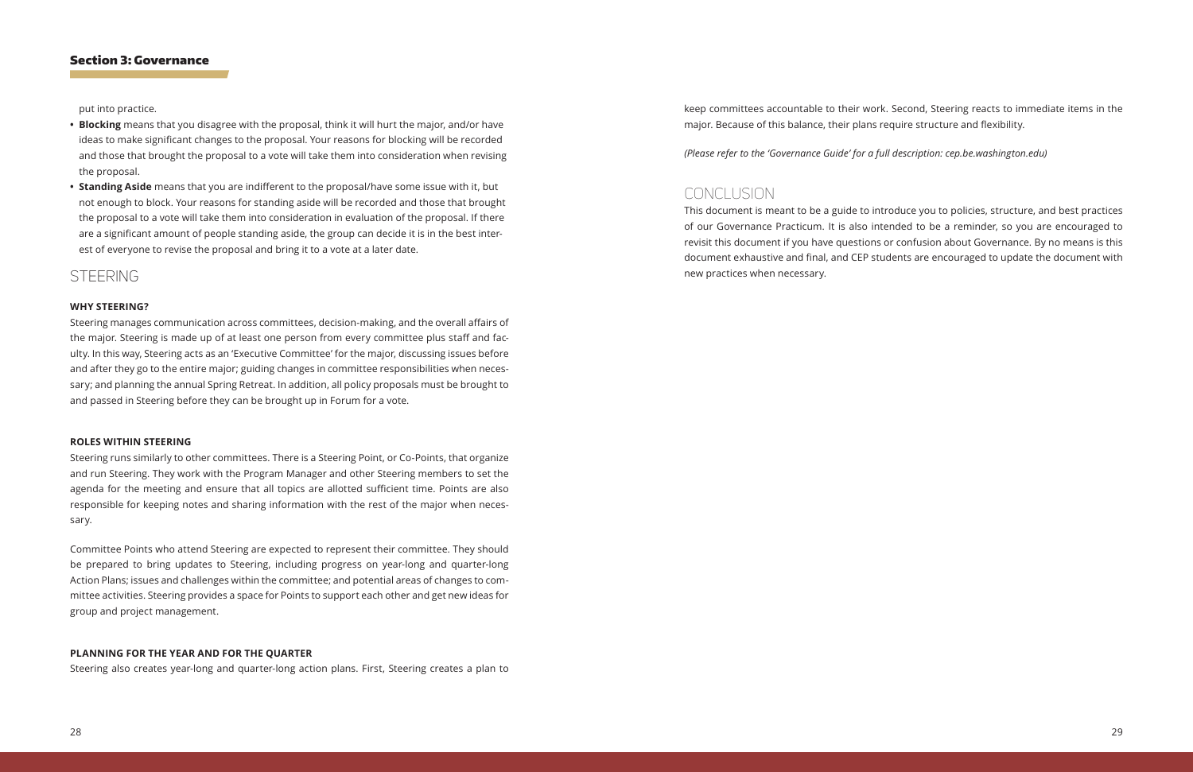put into practice.

- **Blocking** means that you disagree with the proposal, think it will hurt the major, and/or have ideas to make significant changes to the proposal. Your reasons for blocking will be recorded and those that brought the proposal to a vote will take them into consideration when revising the proposal.
- **Standing Aside** means that you are indifferent to the proposal/have some issue with it, but not enough to block. Your reasons for standing aside will be recorded and those that brought the proposal to a vote will take them into consideration in evaluation of the proposal. If there are a significant amount of people standing aside, the group can decide it is in the best interest of everyone to revise the proposal and bring it to a vote at a later date.

## STEERING

### WHY STEERING?

Steering manages communication across committees, decision-making, and the overall affairs of the major. Steering is made up of at least one person from every committee plus staff and faculty. In this way, Steering acts as an 'Executive Committee' for the major, discussing issues before and after they go to the entire major; guiding changes in committee responsibilities when necessary; and planning the annual Spring Retreat. In addition, all policy proposals must be brought to and passed in Steering before they can be brought up in Forum for a vote.

### ROLES WITHIN STEERING

Steering runs similarly to other committees. There is a Steering Point, or Co-Points, that organize and run Steering. They work with the Program Manager and other Steering members to set the agenda for the meeting and ensure that all topics are allotted sufficient time. Points are also responsible for keeping notes and sharing information with the rest of the major when necessary.

Committee Points who attend Steering are expected to represent their committee. They should be prepared to bring updates to Steering, including progress on year-long and quarter-long Action Plans; issues and challenges within the committee; and potential areas of changes to committee activities. Steering provides a space for Points to support each other and get new ideas for group and project management.

### PLANNING FOR THE YEAR AND FOR THE QUARTER

Steering also creates year-long and quarter-long action plans. First, Steering creates a plan to keep committees accountable to their work. Second, Steering reacts to immediate items in the major. Because of this balance, their plans require structure and flexibility.

*(Please refer to the 'Governance Guide' for a full description: cep.be.washington.edu)*

## CONCLUSION

This document is meant to be a guide to introduce you to policies, structure, and best practices of our Governance Practicum. It is also intended to be a reminder, so you are encouraged to revisit this document if you have questions or confusion about Governance. By no means is this document exhaustive and final, and CEP students are encouraged to update the document with new practices when necessary.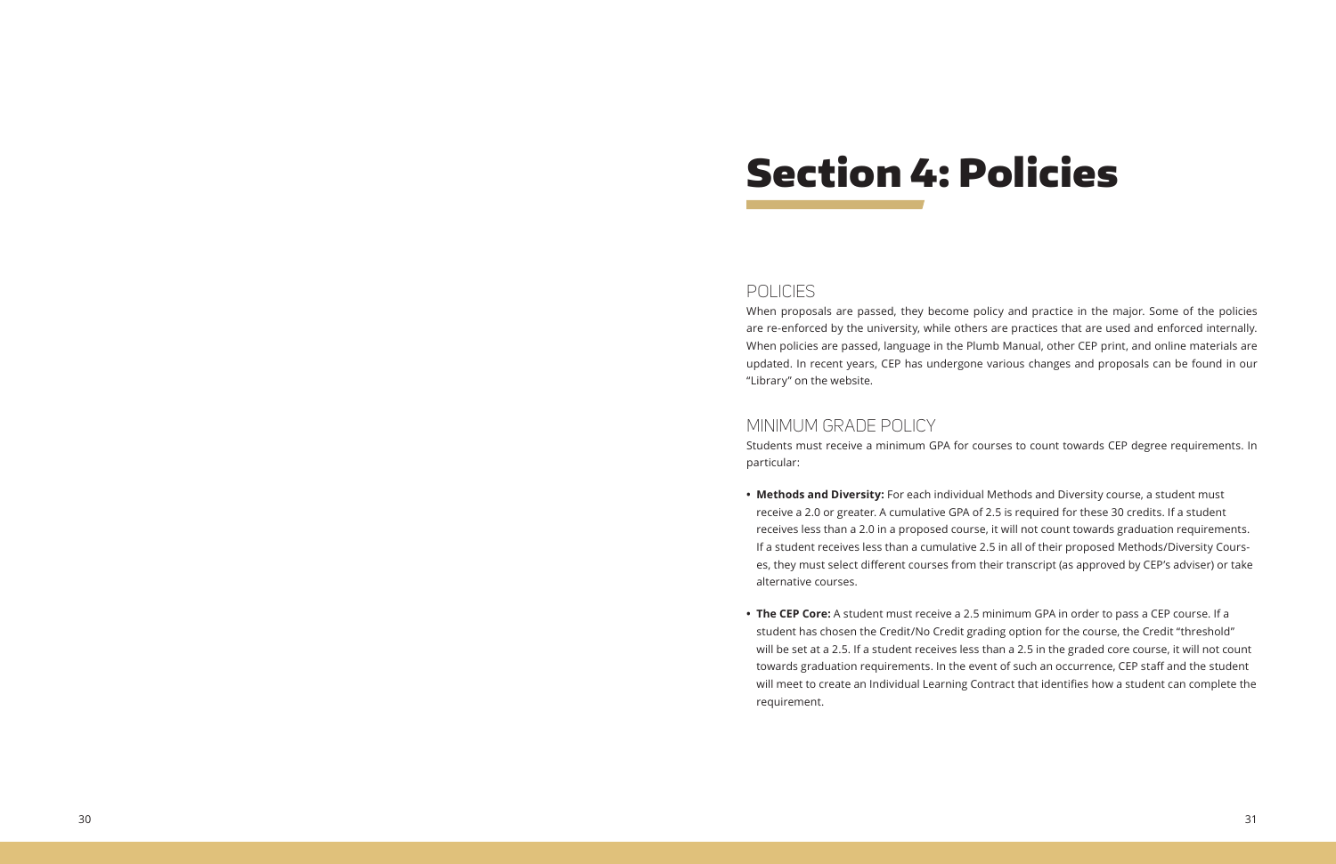# Section 4: Policies

## POLICIES

When proposals are passed, they become policy and practice in the major. Some of the policies are re-enforced by the university, while others are practices that are used and enforced internally. When policies are passed, language in the Plumb Manual, other CEP print, and online materials are updated. In recent years, CEP has undergone various changes and proposals can be found in our "Library" on the website.

## MINIMUM GRADE POLICY

Students must receive a minimum GPA for courses to count towards CEP degree requirements. In particular:

- **Methods and Diversity:** For each individual Methods and Diversity course, a student must receive a 2.0 or greater. A cumulative GPA of 2.5 is required for these 30 credits. If a student receives less than a 2.0 in a proposed course, it will not count towards graduation requirements. If a student receives less than a cumulative 2.5 in all of their proposed Methods/Diversity Courses, they must select different courses from their transcript (as approved by CEP's adviser) or take alternative courses.

- **The CEP Core:** A student must receive a 2.5 minimum GPA in order to pass a CEP course. If a student has chosen the Credit/No Credit grading option for the course, the Credit "threshold" will be set at a 2.5. If a student receives less than a 2.5 in the graded core course, it will not count towards graduation requirements. In the event of such an occurrence, CEP staff and the student will meet to create an Individual Learning Contract that identifies how a student can complete the requirement.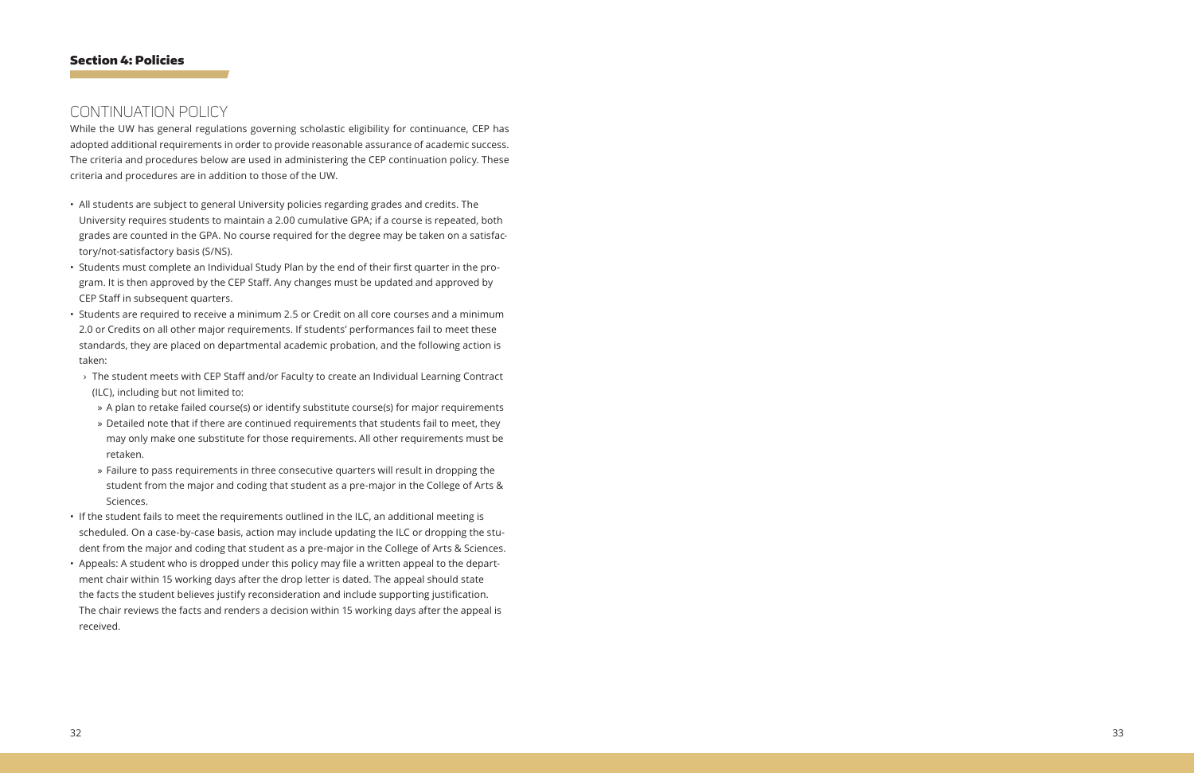## Section 4: Policies

### CONTINUATION POLICY

While the UW has general regulations governing scholastic eligibility for continuance, CEP has adopted additional requirements in order to provide reasonable assurance of academic success. The criteria and procedures below are used in administering the CEP continuation policy. These criteria and procedures are in addition to those of the UW.

- All students are subject to general University policies regarding grades and credits. The University requires students to maintain a 2.00 cumulative GPA; if a course is repeated, both grades are counted in the GPA. No course required for the degree may be taken on a satisfactory/not-satisfactory basis (S/NS).
- Students must complete an Individual Study Plan by the end of their first quarter in the program. It is then approved by the CEP Staff. Any changes must be updated and approved by CEP Staff in subsequent quarters.
- Students are required to receive a minimum 2.5 or Credit on all core courses and a minimum 2.0 or Credits on all other major requirements. If students' performances fail to meet these standards, they are placed on departmental academic probation, and the following action is taken:
  - The student meets with CEP Staff and/or Faculty to create an Individual Learning Contract (ILC), including but not limited to:
    - A plan to retake failed course(s) or identify substitute course(s) for major requirements
    - Detailed note that if there are continued requirements that students fail to meet, they may only make one substitute for those requirements. All other requirements must be retaken.
    - Failure to pass requirements in three consecutive quarters will result in dropping the student from the major and coding that student as a pre-major in the College of Arts & Sciences.
- If the student fails to meet the requirements outlined in the ILC, an additional meeting is scheduled. On a case-by-case basis, action may include updating the ILC or dropping the student from the major and coding that student as a pre-major in the College of Arts & Sciences.
- Appeals: A student who is dropped under this policy may file a written appeal to the department chair within 15 working days after the drop letter is dated. The appeal should state the facts the student believes justify reconsideration and include supporting justification. The chair reviews the facts and renders a decision within 15 working days after the appeal is received.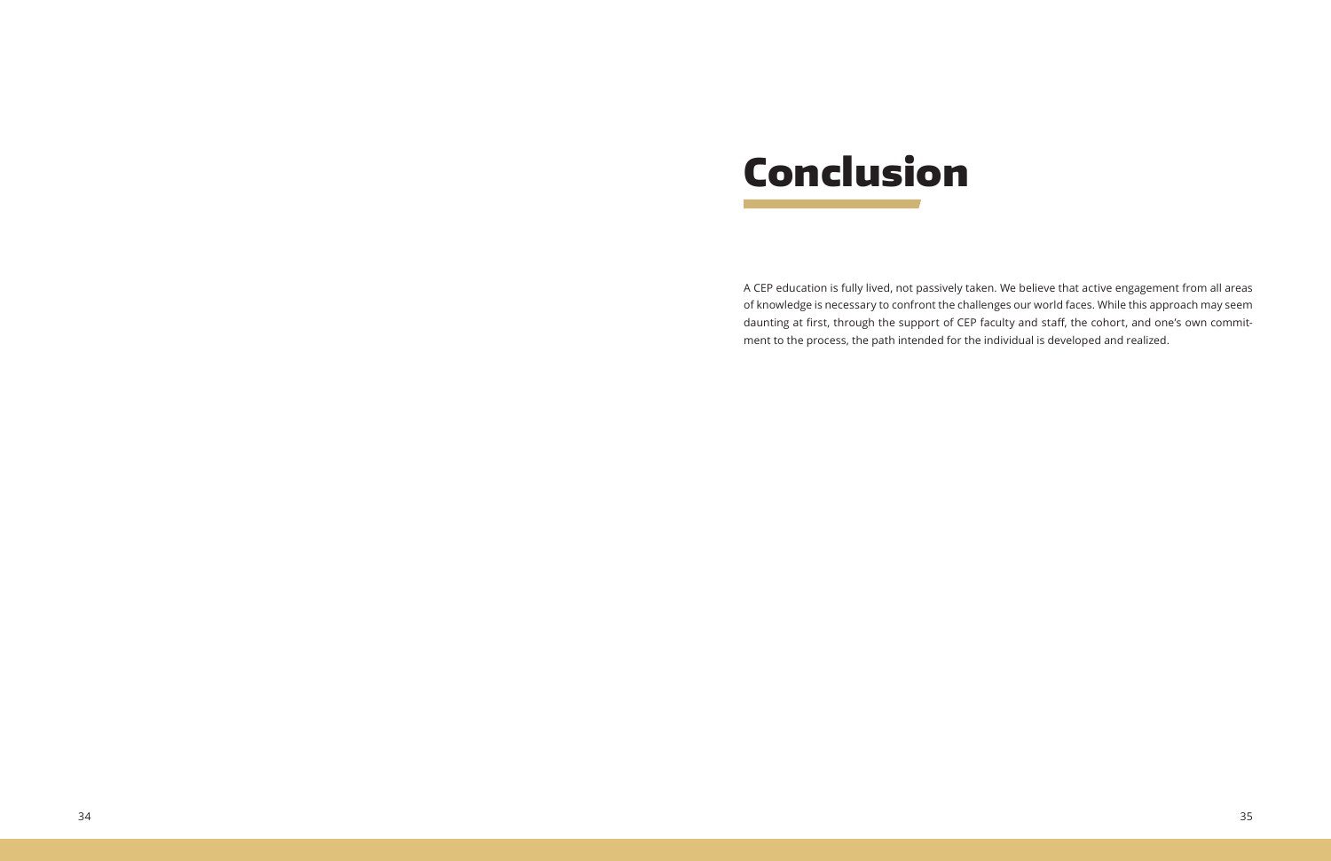# Conclusion

A CEP education is fully lived, not passively taken. We believe that active engagement from all areas of knowledge is necessary to confront the challenges our world faces. While this approach may seem daunting at first, through the support of CEP faculty and staff, the cohort, and one's own commitment to the process, the path intended for the individual is developed and realized.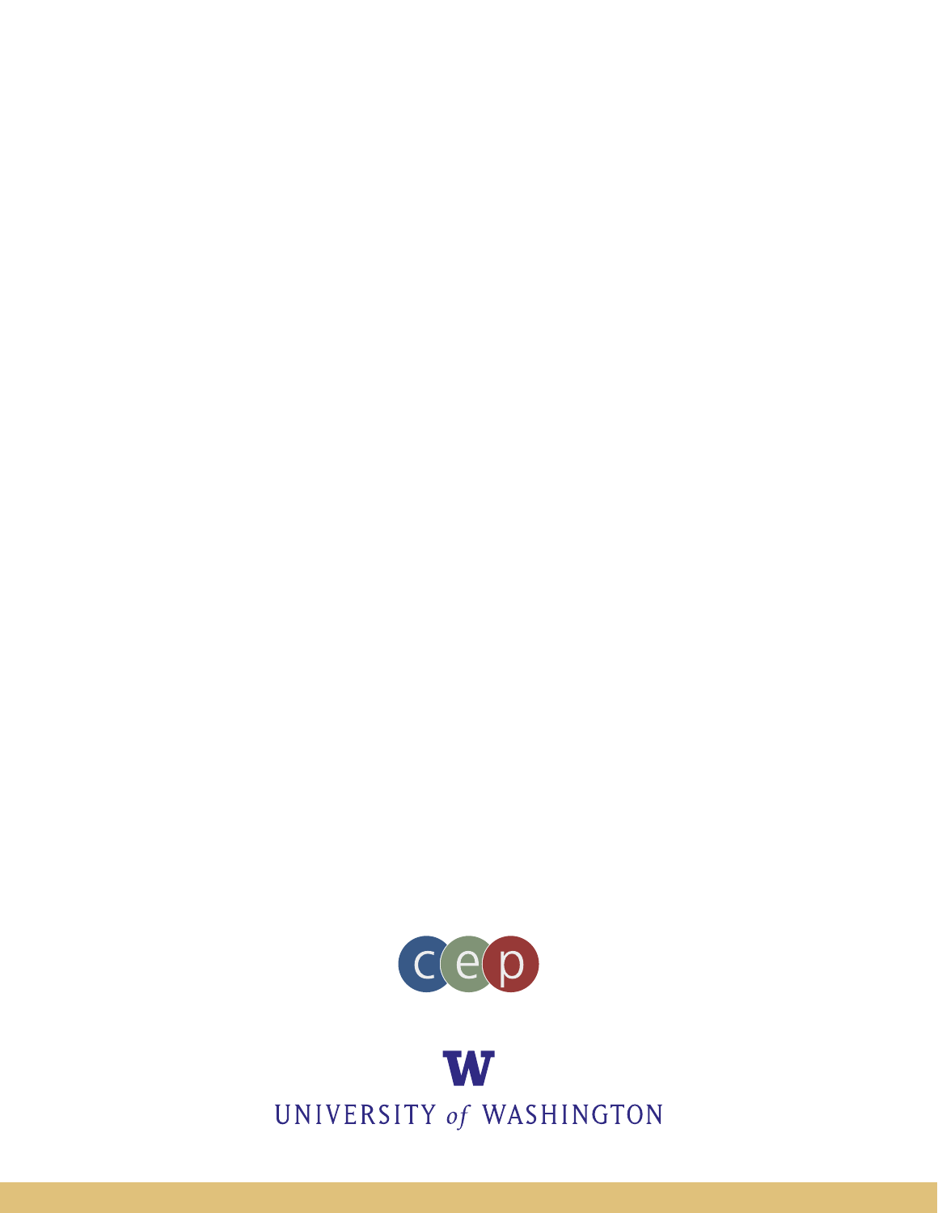cep

UNIVERSITY *of* WASHINGTON